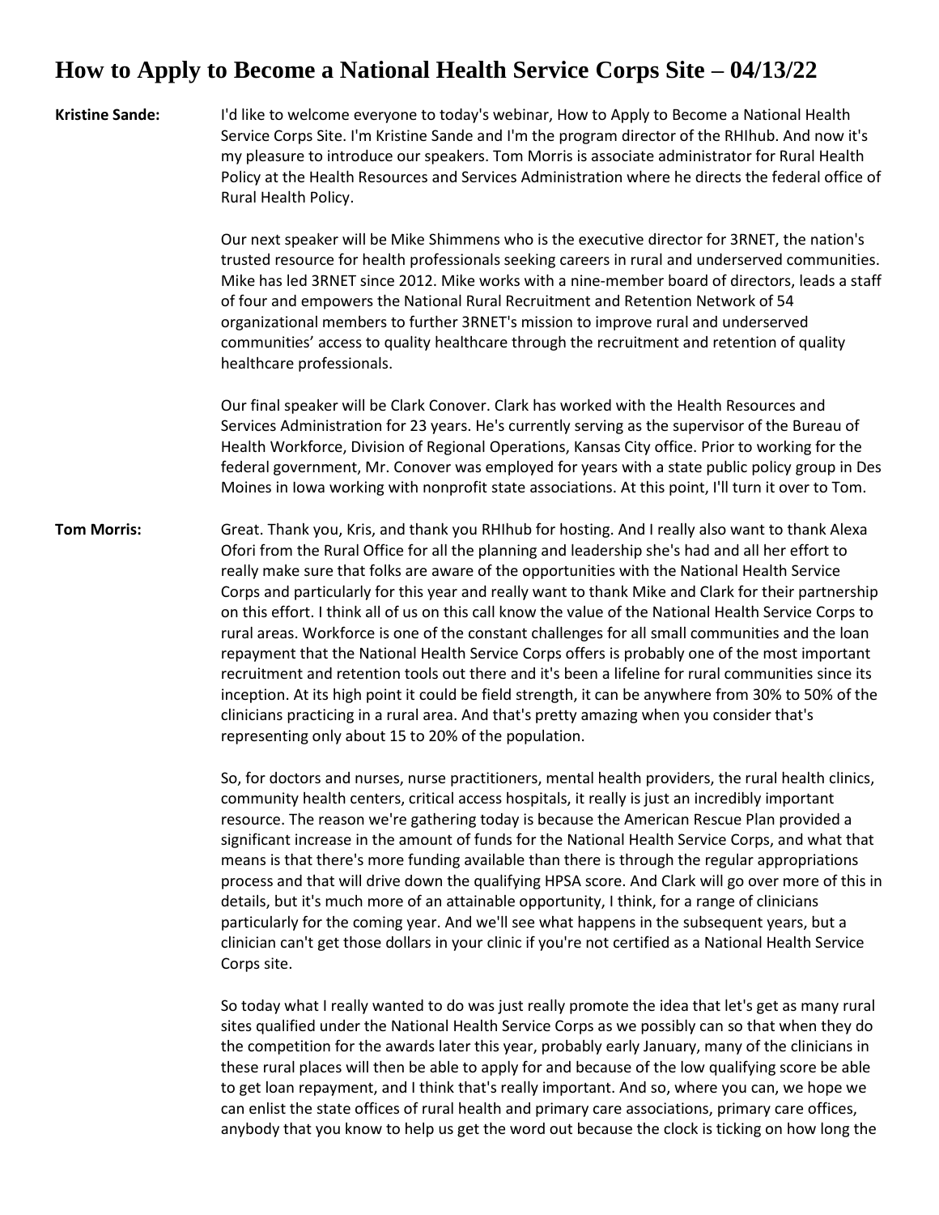# How to Apply to Become a National Health Service Corps Site – 04/13/22

**Kristine Sande:** I'd like to welcome everyone to today's webinar, How to Apply to Become a National Health Service Corps Site. I'm Kristine Sande and I'm the program director of the RHIhub. And now it's my pleasure to introduce our speakers. Tom Morris is associate administrator for Rural Health Policy at the Health Resources and Services Administration where he directs the federal office of Rural Health Policy.

Our next speaker will be Mike Shimmens who is the executive director for 3RNET, the nation's trusted resource for health professionals seeking careers in rural and underserved communities. Mike has led 3RNET since 2012. Mike works with a nine-member board of directors, leads a staff of four and empowers the National Rural Recruitment and Retention Network of 54 organizational members to further 3RNET's mission to improve rural and underserved communities' access to quality healthcare through the recruitment and retention of quality healthcare professionals.

Our final speaker will be Clark Conover. Clark has worked with the Health Resources and Services Administration for 23 years. He's currently serving as the supervisor of the Bureau of Health Workforce, Division of Regional Operations, Kansas City office. Prior to working for the federal government, Mr. Conover was employed for years with a state public policy group in Des Moines in Iowa working with nonprofit state associations. At this point, I'll turn it over to Tom.

**Tom Morris:** Great. Thank you, Kris, and thank you RHIhub for hosting. And I really also want to thank Alexa Ofori from the Rural Office for all the planning and leadership she's had and all her effort to really make sure that folks are aware of the opportunities with the National Health Service Corps and particularly for this year and really want to thank Mike and Clark for their partnership on this effort. I think all of us on this call know the value of the National Health Service Corps to rural areas. Workforce is one of the constant challenges for all small communities and the loan repayment that the National Health Service Corps offers is probably one of the most important recruitment and retention tools out there and it's been a lifeline for rural communities since its inception. At its high point it could be field strength, it can be anywhere from 30% to 50% of the clinicians practicing in a rural area. And that's pretty amazing when you consider that's representing only about 15 to 20% of the population.

So, for doctors and nurses, nurse practitioners, mental health providers, the rural health clinics, community health centers, critical access hospitals, it really is just an incredibly important resource. The reason we're gathering today is because the American Rescue Plan provided a significant increase in the amount of funds for the National Health Service Corps, and what that means is that there's more funding available than there is through the regular appropriations process and that will drive down the qualifying HPSA score. And Clark will go over more of this in details, but it's much more of an attainable opportunity, I think, for a range of clinicians particularly for the coming year. And we'll see what happens in the subsequent years, but a clinician can't get those dollars in your clinic if you're not certified as a National Health Service Corps site.

So today what I really wanted to do was just really promote the idea that let's get as many rural sites qualified under the National Health Service Corps as we possibly can so that when they do the competition for the awards later this year, probably early January, many of the clinicians in these rural places will then be able to apply for and because of the low qualifying score be able to get loan repayment, and I think that's really important. And so, where you can, we hope we can enlist the state offices of rural health and primary care associations, primary care offices, anybody that you know to help us get the word out because the clock is ticking on how long the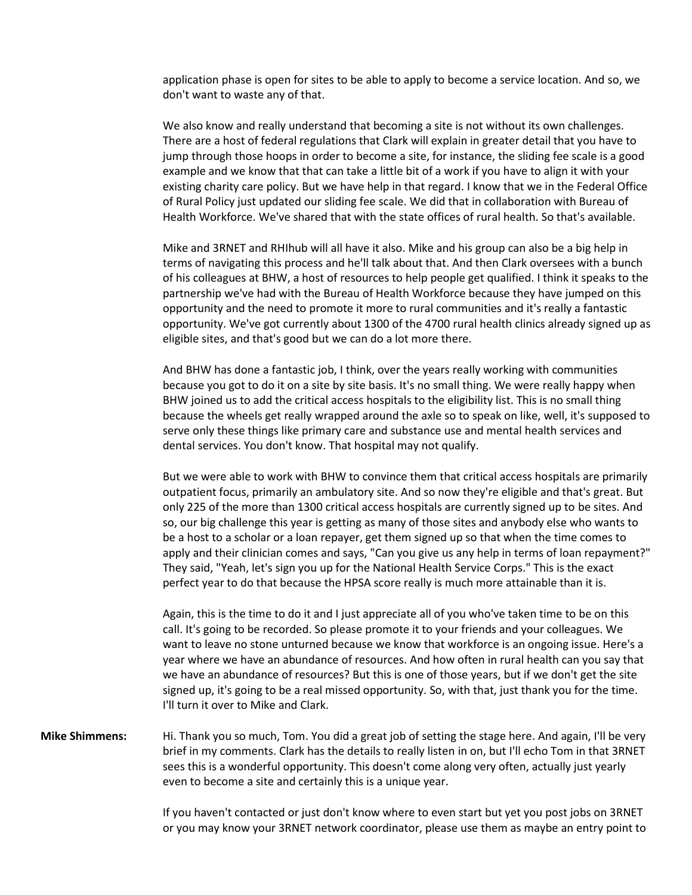application phase is open for sites to be able to apply to become a service location. And so, we don't want to waste any of that.

We also know and really understand that becoming a site is not without its own challenges. There are a host of federal regulations that Clark will explain in greater detail that you have to jump through those hoops in order to become a site, for instance, the sliding fee scale is a good example and we know that that can take a little bit of a work if you have to align it with your existing charity care policy. But we have help in that regard. I know that we in the Federal Office of Rural Policy just updated our sliding fee scale. We did that in collaboration with Bureau of Health Workforce. We've shared that with the state offices of rural health. So that's available.

Mike and 3RNET and RHIhub will all have it also. Mike and his group can also be a big help in terms of navigating this process and he'll talk about that. And then Clark oversees with a bunch of his colleagues at BHW, a host of resources to help people get qualified. I think it speaks to the partnership we've had with the Bureau of Health Workforce because they have jumped on this opportunity and the need to promote it more to rural communities and it's really a fantastic opportunity. We've got currently about 1300 of the 4700 rural health clinics already signed up as eligible sites, and that's good but we can do a lot more there.

And BHW has done a fantastic job, I think, over the years really working with communities because you got to do it on a site by site basis. It's no small thing. We were really happy when BHW joined us to add the critical access hospitals to the eligibility list. This is no small thing because the wheels get really wrapped around the axle so to speak on like, well, it's supposed to serve only these things like primary care and substance use and mental health services and dental services. You don't know. That hospital may not qualify.

But we were able to work with BHW to convince them that critical access hospitals are primarily outpatient focus, primarily an ambulatory site. And so now they're eligible and that's great. But only 225 of the more than 1300 critical access hospitals are currently signed up to be sites. And so, our big challenge this year is getting as many of those sites and anybody else who wants to be a host to a scholar or a loan repayer, get them signed up so that when the time comes to apply and their clinician comes and says, "Can you give us any help in terms of loan repayment?" They said, "Yeah, let's sign you up for the National Health Service Corps." This is the exact perfect year to do that because the HPSA score really is much more attainable than it is.

Again, this is the time to do it and I just appreciate all of you who've taken time to be on this call. It's going to be recorded. So please promote it to your friends and your colleagues. We want to leave no stone unturned because we know that workforce is an ongoing issue. Here's a year where we have an abundance of resources. And how often in rural health can you say that we have an abundance of resources? But this is one of those years, but if we don't get the site signed up, it's going to be a real missed opportunity. So, with that, just thank you for the time. I'll turn it over to Mike and Clark.

**Mike Shimmens:** Hi. Thank you so much, Tom. You did a great job of setting the stage here. And again, I'll be very brief in my comments. Clark has the details to really listen in on, but I'll echo Tom in that 3RNET sees this is a wonderful opportunity. This doesn't come along very often, actually just yearly even to become a site and certainly this is a unique year.

If you haven't contacted or just don't know where to even start but yet you post jobs on 3RNET or you may know your 3RNET network coordinator, please use them as maybe an entry point to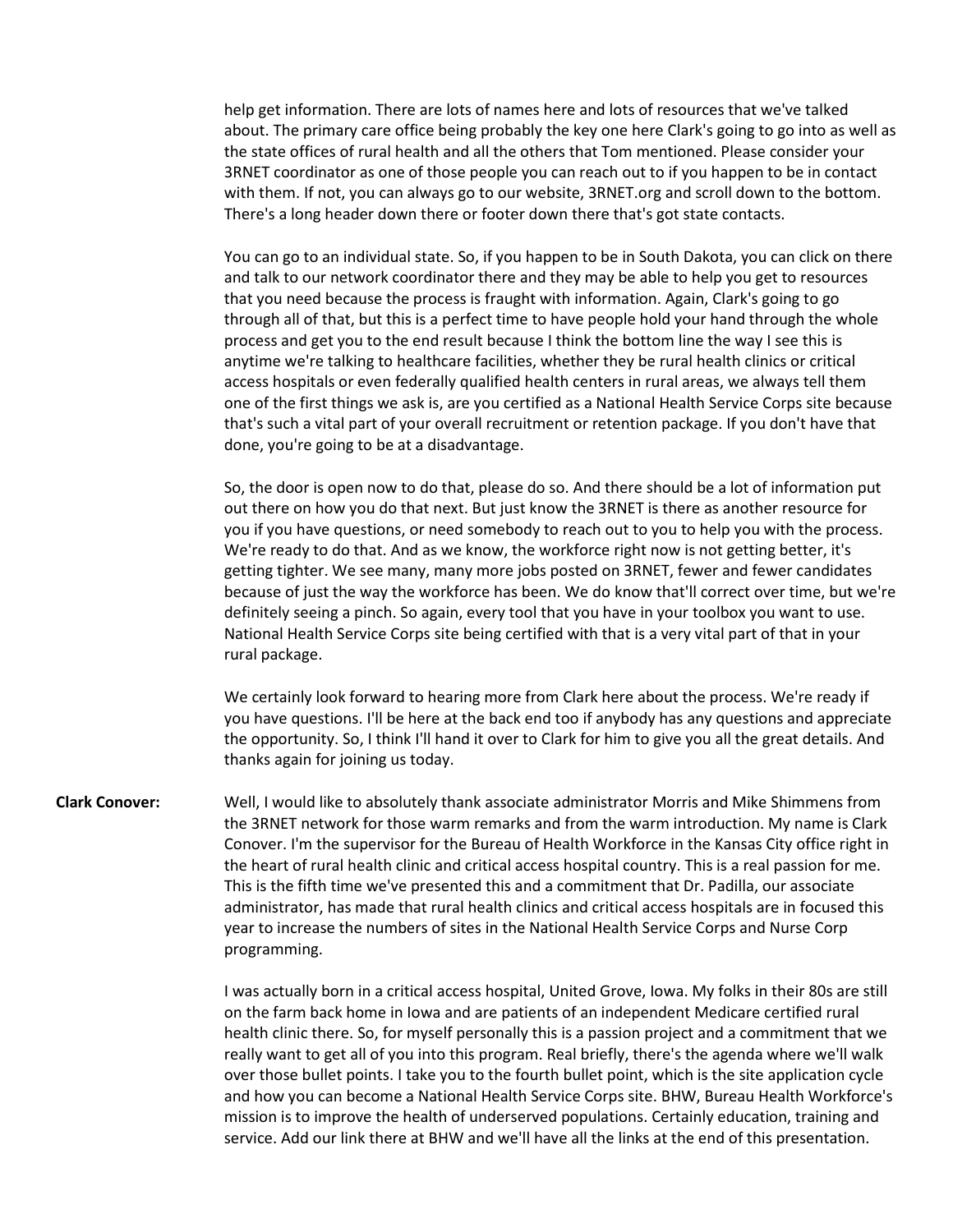help get information. There are lots of names here and lots of resources that we've talked about. The primary care office being probably the key one here Clark's going to go into as well as the state offices of rural health and all the others that Tom mentioned. Please consider your 3RNET coordinator as one of those people you can reach out to if you happen to be in contact with them. If not, you can always go to our website, 3RNET.org and scroll down to the bottom. There's a long header down there or footer down there that's got state contacts.

You can go to an individual state. So, if you happen to be in South Dakota, you can click on there and talk to our network coordinator there and they may be able to help you get to resources that you need because the process is fraught with information. Again, Clark's going to go through all of that, but this is a perfect time to have people hold your hand through the whole process and get you to the end result because I think the bottom line the way I see this is anytime we're talking to healthcare facilities, whether they be rural health clinics or critical access hospitals or even federally qualified health centers in rural areas, we always tell them one of the first things we ask is, are you certified as a National Health Service Corps site because that's such a vital part of your overall recruitment or retention package. If you don't have that done, you're going to be at a disadvantage.

So, the door is open now to do that, please do so. And there should be a lot of information put out there on how you do that next. But just know the 3RNET is there as another resource for you if you have questions, or need somebody to reach out to you to help you with the process. We're ready to do that. And as we know, the workforce right now is not getting better, it's getting tighter. We see many, many more jobs posted on 3RNET, fewer and fewer candidates because of just the way the workforce has been. We do know that'll correct over time, but we're definitely seeing a pinch. So again, every tool that you have in your toolbox you want to use. National Health Service Corps site being certified with that is a very vital part of that in your rural package.

We certainly look forward to hearing more from Clark here about the process. We're ready if you have questions. I'll be here at the back end too if anybody has any questions and appreciate the opportunity. So, I think I'll hand it over to Clark for him to give you all the great details. And thanks again for joining us today.

**Clark Conover:** Well, I would like to absolutely thank associate administrator Morris and Mike Shimmens from the 3RNET network for those warm remarks and from the warm introduction. My name is Clark Conover. I'm the supervisor for the Bureau of Health Workforce in the Kansas City office right in the heart of rural health clinic and critical access hospital country. This is a real passion for me. This is the fifth time we've presented this and a commitment that Dr. Padilla, our associate administrator, has made that rural health clinics and critical access hospitals are in focused this year to increase the numbers of sites in the National Health Service Corps and Nurse Corp programming.

I was actually born in a critical access hospital, United Grove, Iowa. My folks in their 80s are still on the farm back home in Iowa and are patients of an independent Medicare certified rural health clinic there. So, for myself personally this is a passion project and a commitment that we really want to get all of you into this program. Real briefly, there's the agenda where we'll walk over those bullet points. I take you to the fourth bullet point, which is the site application cycle and how you can become a National Health Service Corps site. BHW, Bureau Health Workforce's mission is to improve the health of underserved populations. Certainly education, training and service. Add our link there at BHW and we'll have all the links at the end of this presentation.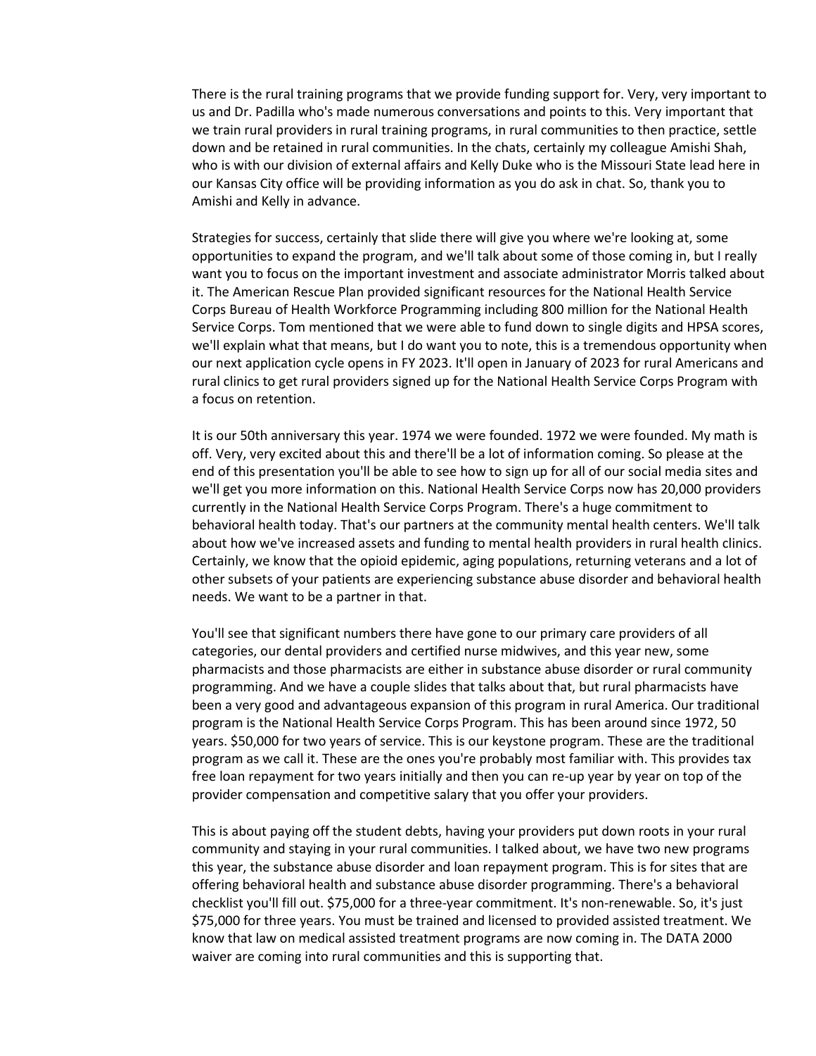There is the rural training programs that we provide funding support for. Very, very important to us and Dr. Padilla who's made numerous conversations and points to this. Very important that we train rural providers in rural training programs, in rural communities to then practice, settle down and be retained in rural communities. In the chats, certainly my colleague Amishi Shah, who is with our division of external affairs and Kelly Duke who is the Missouri State lead here in our Kansas City office will be providing information as you do ask in chat. So, thank you to Amishi and Kelly in advance.

Strategies for success, certainly that slide there will give you where we're looking at, some opportunities to expand the program, and we'll talk about some of those coming in, but I really want you to focus on the important investment and associate administrator Morris talked about it. The American Rescue Plan provided significant resources for the National Health Service Corps Bureau of Health Workforce Programming including 800 million for the National Health Service Corps. Tom mentioned that we were able to fund down to single digits and HPSA scores, we'll explain what that means, but I do want you to note, this is a tremendous opportunity when our next application cycle opens in FY 2023. It'll open in January of 2023 for rural Americans and rural clinics to get rural providers signed up for the National Health Service Corps Program with a focus on retention.

It is our 50th anniversary this year. 1974 we were founded. 1972 we were founded. My math is off. Very, very excited about this and there'll be a lot of information coming. So please at the end of this presentation you'll be able to see how to sign up for all of our social media sites and we'll get you more information on this. National Health Service Corps now has 20,000 providers currently in the National Health Service Corps Program. There's a huge commitment to behavioral health today. That's our partners at the community mental health centers. We'll talk about how we've increased assets and funding to mental health providers in rural health clinics. Certainly, we know that the opioid epidemic, aging populations, returning veterans and a lot of other subsets of your patients are experiencing substance abuse disorder and behavioral health needs. We want to be a partner in that.

You'll see that significant numbers there have gone to our primary care providers of all categories, our dental providers and certified nurse midwives, and this year new, some pharmacists and those pharmacists are either in substance abuse disorder or rural community programming. And we have a couple slides that talks about that, but rural pharmacists have been a very good and advantageous expansion of this program in rural America. Our traditional program is the National Health Service Corps Program. This has been around since 1972, 50 years. $50,000 for two years of service. This is our keystone program. These are the traditional program as we call it. These are the ones you're probably most familiar with. This provides tax free loan repayment for two years initially and then you can re-up year by year on top of the provider compensation and competitive salary that you offer your providers.

This is about paying off the student debts, having your providers put down roots in your rural community and staying in your rural communities. I talked about, we have two new programs this year, the substance abuse disorder and loan repayment program. This is for sites that are offering behavioral health and substance abuse disorder programming. There's a behavioral checklist you'll fill out. $75,000 for a three-year commitment. It's non-renewable. So, it's just $75,000 for three years. You must be trained and licensed to provided assisted treatment. We know that law on medical assisted treatment programs are now coming in. The DATA 2000 waiver are coming into rural communities and this is supporting that.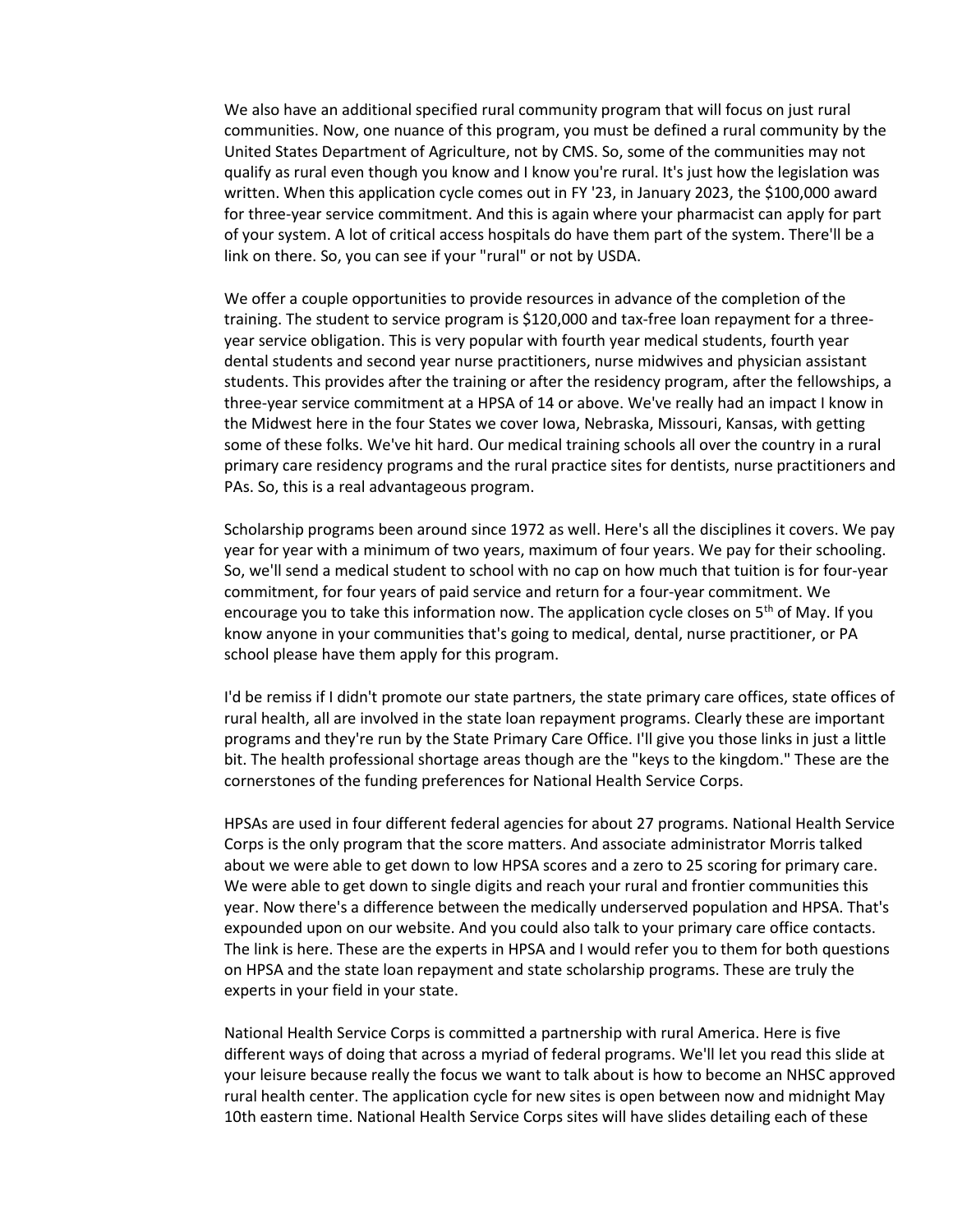We also have an additional specified rural community program that will focus on just rural communities. Now, one nuance of this program, you must be defined a rural community by the United States Department of Agriculture, not by CMS. So, some of the communities may not qualify as rural even though you know and I know you're rural. It's just how the legislation was written. When this application cycle comes out in FY '23, in January 2023, the $100,000 award for three-year service commitment. And this is again where your pharmacist can apply for part of your system. A lot of critical access hospitals do have them part of the system. There'll be a link on there. So, you can see if your "rural" or not by USDA.

We offer a couple opportunities to provide resources in advance of the completion of the training. The student to service program is $120,000 and tax-free loan repayment for a three-year service obligation. This is very popular with fourth year medical students, fourth year dental students and second year nurse practitioners, nurse midwives and physician assistant students. This provides after the training or after the residency program, after the fellowships, a three-year service commitment at a HPSA of 14 or above. We've really had an impact I know in the Midwest here in the four States we cover Iowa, Nebraska, Missouri, Kansas, with getting some of these folks. We've hit hard. Our medical training schools all over the country in a rural primary care residency programs and the rural practice sites for dentists, nurse practitioners and PAs. So, this is a real advantageous program.

Scholarship programs been around since 1972 as well. Here's all the disciplines it covers. We pay year for year with a minimum of two years, maximum of four years. We pay for their schooling. So, we'll send a medical student to school with no cap on how much that tuition is for four-year commitment, for four years of paid service and return for a four-year commitment. We encourage you to take this information now. The application cycle closes on 5th of May. If you know anyone in your communities that's going to medical, dental, nurse practitioner, or PA school please have them apply for this program.

I'd be remiss if I didn't promote our state partners, the state primary care offices, state offices of rural health, all are involved in the state loan repayment programs. Clearly these are important programs and they're run by the State Primary Care Office. I'll give you those links in just a little bit. The health professional shortage areas though are the "keys to the kingdom." These are the cornerstones of the funding preferences for National Health Service Corps.

HPSAs are used in four different federal agencies for about 27 programs. National Health Service Corps is the only program that the score matters. And associate administrator Morris talked about we were able to get down to low HPSA scores and a zero to 25 scoring for primary care. We were able to get down to single digits and reach your rural and frontier communities this year. Now there's a difference between the medically underserved population and HPSA. That's expounded upon on our website. And you could also talk to your primary care office contacts. The link is here. These are the experts in HPSA and I would refer you to them for both questions on HPSA and the state loan repayment and state scholarship programs. These are truly the experts in your field in your state.

National Health Service Corps is committed a partnership with rural America. Here is five different ways of doing that across a myriad of federal programs. We'll let you read this slide at your leisure because really the focus we want to talk about is how to become an NHSC approved rural health center. The application cycle for new sites is open between now and midnight May 10th eastern time. National Health Service Corps sites will have slides detailing each of these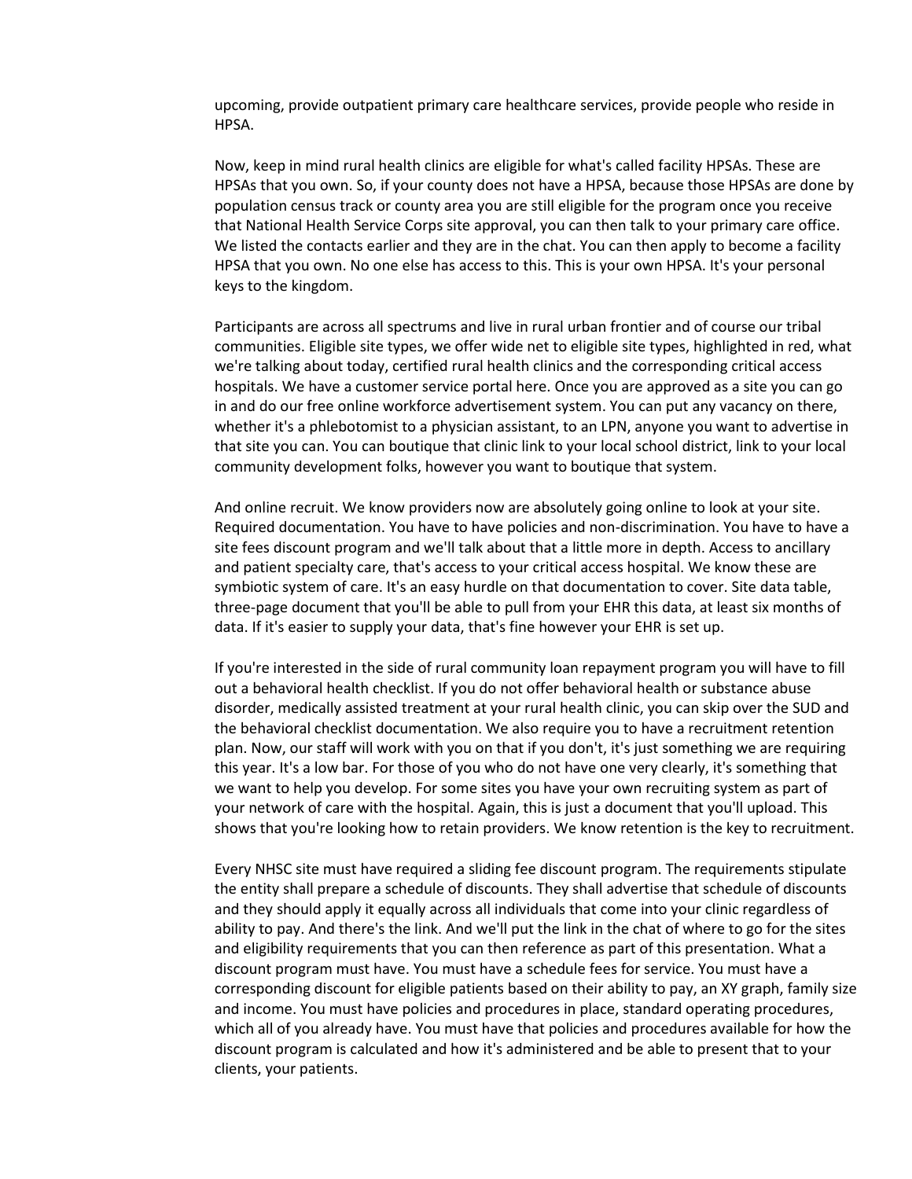upcoming, provide outpatient primary care healthcare services, provide people who reside in HPSA.

Now, keep in mind rural health clinics are eligible for what's called facility HPSAs. These are HPSAs that you own. So, if your county does not have a HPSA, because those HPSAs are done by population census track or county area you are still eligible for the program once you receive that National Health Service Corps site approval, you can then talk to your primary care office. We listed the contacts earlier and they are in the chat. You can then apply to become a facility HPSA that you own. No one else has access to this. This is your own HPSA. It's your personal keys to the kingdom.

Participants are across all spectrums and live in rural urban frontier and of course our tribal communities. Eligible site types, we offer wide net to eligible site types, highlighted in red, what we're talking about today, certified rural health clinics and the corresponding critical access hospitals. We have a customer service portal here. Once you are approved as a site you can go in and do our free online workforce advertisement system. You can put any vacancy on there, whether it's a phlebotomist to a physician assistant, to an LPN, anyone you want to advertise in that site you can. You can boutique that clinic link to your local school district, link to your local community development folks, however you want to boutique that system.

And online recruit. We know providers now are absolutely going online to look at your site. Required documentation. You have to have policies and non-discrimination. You have to have a site fees discount program and we'll talk about that a little more in depth. Access to ancillary and patient specialty care, that's access to your critical access hospital. We know these are symbiotic system of care. It's an easy hurdle on that documentation to cover. Site data table, three-page document that you'll be able to pull from your EHR this data, at least six months of data. If it's easier to supply your data, that's fine however your EHR is set up.

If you're interested in the side of rural community loan repayment program you will have to fill out a behavioral health checklist. If you do not offer behavioral health or substance abuse disorder, medically assisted treatment at your rural health clinic, you can skip over the SUD and the behavioral checklist documentation. We also require you to have a recruitment retention plan. Now, our staff will work with you on that if you don't, it's just something we are requiring this year. It's a low bar. For those of you who do not have one very clearly, it's something that we want to help you develop. For some sites you have your own recruiting system as part of your network of care with the hospital. Again, this is just a document that you'll upload. This shows that you're looking how to retain providers. We know retention is the key to recruitment.

Every NHSC site must have required a sliding fee discount program. The requirements stipulate the entity shall prepare a schedule of discounts. They shall advertise that schedule of discounts and they should apply it equally across all individuals that come into your clinic regardless of ability to pay. And there's the link. And we'll put the link in the chat of where to go for the sites and eligibility requirements that you can then reference as part of this presentation. What a discount program must have. You must have a schedule fees for service. You must have a corresponding discount for eligible patients based on their ability to pay, an XY graph, family size and income. You must have policies and procedures in place, standard operating procedures, which all of you already have. You must have that policies and procedures available for how the discount program is calculated and how it's administered and be able to present that to your clients, your patients.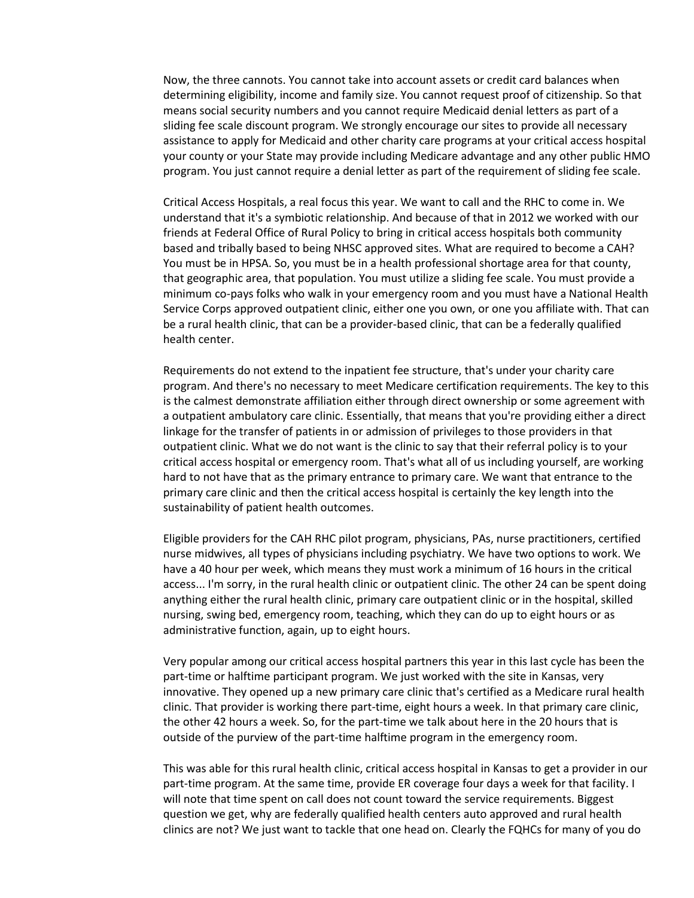Now, the three cannots. You cannot take into account assets or credit card balances when determining eligibility, income and family size. You cannot request proof of citizenship. So that means social security numbers and you cannot require Medicaid denial letters as part of a sliding fee scale discount program. We strongly encourage our sites to provide all necessary assistance to apply for Medicaid and other charity care programs at your critical access hospital your county or your State may provide including Medicare advantage and any other public HMO program. You just cannot require a denial letter as part of the requirement of sliding fee scale.

Critical Access Hospitals, a real focus this year. We want to call and the RHC to come in. We understand that it's a symbiotic relationship. And because of that in 2012 we worked with our friends at Federal Office of Rural Policy to bring in critical access hospitals both community based and tribally based to being NHSC approved sites. What are required to become a CAH? You must be in HPSA. So, you must be in a health professional shortage area for that county, that geographic area, that population. You must utilize a sliding fee scale. You must provide a minimum co-pays folks who walk in your emergency room and you must have a National Health Service Corps approved outpatient clinic, either one you own, or one you affiliate with. That can be a rural health clinic, that can be a provider-based clinic, that can be a federally qualified health center.

Requirements do not extend to the inpatient fee structure, that's under your charity care program. And there's no necessary to meet Medicare certification requirements. The key to this is the calmest demonstrate affiliation either through direct ownership or some agreement with a outpatient ambulatory care clinic. Essentially, that means that you're providing either a direct linkage for the transfer of patients in or admission of privileges to those providers in that outpatient clinic. What we do not want is the clinic to say that their referral policy is to your critical access hospital or emergency room. That's what all of us including yourself, are working hard to not have that as the primary entrance to primary care. We want that entrance to the primary care clinic and then the critical access hospital is certainly the key length into the sustainability of patient health outcomes.

Eligible providers for the CAH RHC pilot program, physicians, PAs, nurse practitioners, certified nurse midwives, all types of physicians including psychiatry. We have two options to work. We have a 40 hour per week, which means they must work a minimum of 16 hours in the critical access... I'm sorry, in the rural health clinic or outpatient clinic. The other 24 can be spent doing anything either the rural health clinic, primary care outpatient clinic or in the hospital, skilled nursing, swing bed, emergency room, teaching, which they can do up to eight hours or as administrative function, again, up to eight hours.

Very popular among our critical access hospital partners this year in this last cycle has been the part-time or halftime participant program. We just worked with the site in Kansas, very innovative. They opened up a new primary care clinic that's certified as a Medicare rural health clinic. That provider is working there part-time, eight hours a week. In that primary care clinic, the other 42 hours a week. So, for the part-time we talk about here in the 20 hours that is outside of the purview of the part-time halftime program in the emergency room.

This was able for this rural health clinic, critical access hospital in Kansas to get a provider in our part-time program. At the same time, provide ER coverage four days a week for that facility. I will note that time spent on call does not count toward the service requirements. Biggest question we get, why are federally qualified health centers auto approved and rural health clinics are not? We just want to tackle that one head on. Clearly the FQHCs for many of you do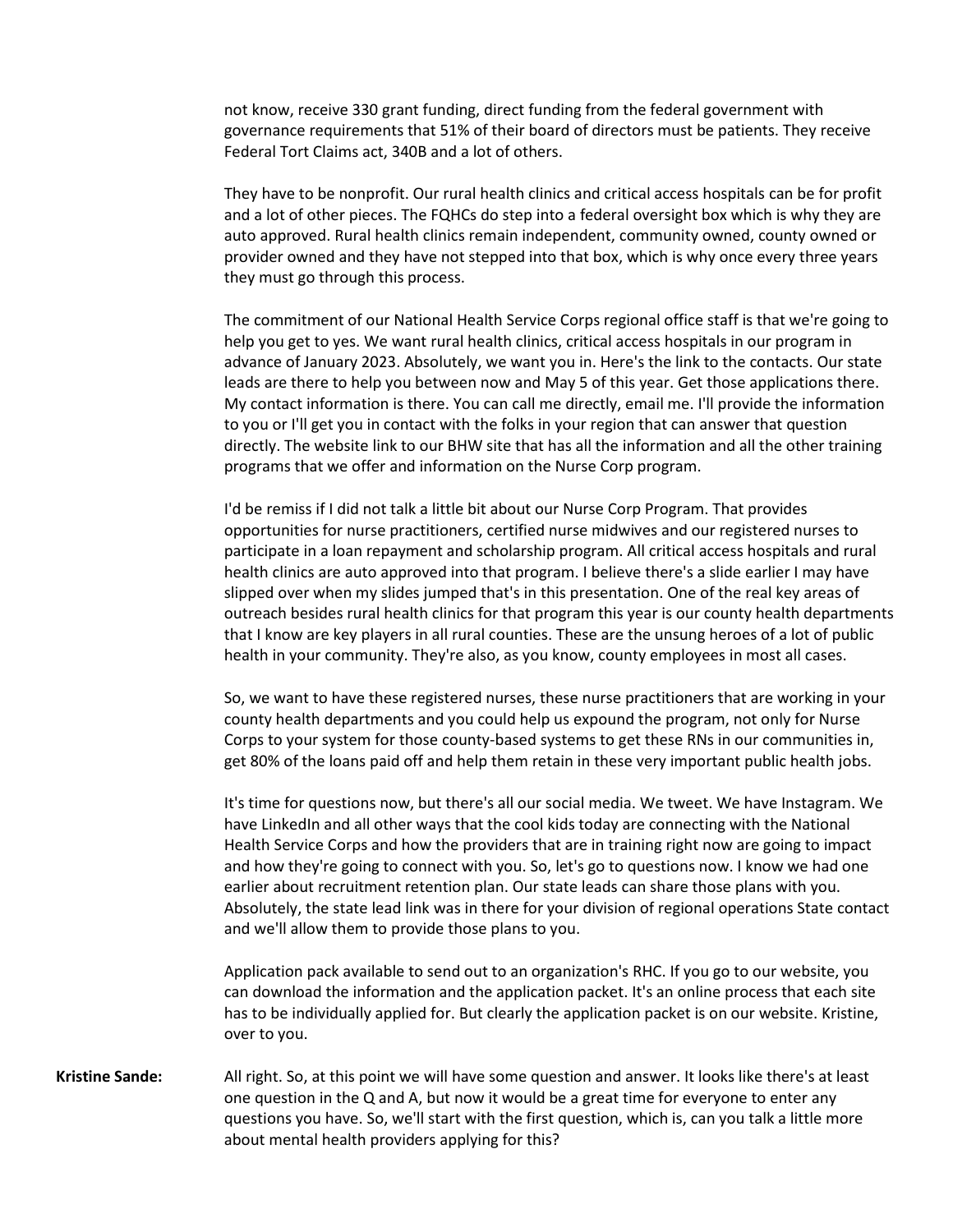not know, receive 330 grant funding, direct funding from the federal government with governance requirements that 51% of their board of directors must be patients. They receive Federal Tort Claims act, 340B and a lot of others.

They have to be nonprofit. Our rural health clinics and critical access hospitals can be for profit and a lot of other pieces. The FQHCs do step into a federal oversight box which is why they are auto approved. Rural health clinics remain independent, community owned, county owned or provider owned and they have not stepped into that box, which is why once every three years they must go through this process.

The commitment of our National Health Service Corps regional office staff is that we're going to help you get to yes. We want rural health clinics, critical access hospitals in our program in advance of January 2023. Absolutely, we want you in. Here's the link to the contacts. Our state leads are there to help you between now and May 5 of this year. Get those applications there. My contact information is there. You can call me directly, email me. I'll provide the information to you or I'll get you in contact with the folks in your region that can answer that question directly. The website link to our BHW site that has all the information and all the other training programs that we offer and information on the Nurse Corp program.

I'd be remiss if I did not talk a little bit about our Nurse Corp Program. That provides opportunities for nurse practitioners, certified nurse midwives and our registered nurses to participate in a loan repayment and scholarship program. All critical access hospitals and rural health clinics are auto approved into that program. I believe there's a slide earlier I may have slipped over when my slides jumped that's in this presentation. One of the real key areas of outreach besides rural health clinics for that program this year is our county health departments that I know are key players in all rural counties. These are the unsung heroes of a lot of public health in your community. They're also, as you know, county employees in most all cases.

So, we want to have these registered nurses, these nurse practitioners that are working in your county health departments and you could help us expound the program, not only for Nurse Corps to your system for those county-based systems to get these RNs in our communities in, get 80% of the loans paid off and help them retain in these very important public health jobs.

It's time for questions now, but there's all our social media. We tweet. We have Instagram. We have LinkedIn and all other ways that the cool kids today are connecting with the National Health Service Corps and how the providers that are in training right now are going to impact and how they're going to connect with you. So, let's go to questions now. I know we had one earlier about recruitment retention plan. Our state leads can share those plans with you. Absolutely, the state lead link was in there for your division of regional operations State contact and we'll allow them to provide those plans to you.

Application pack available to send out to an organization's RHC. If you go to our website, you can download the information and the application packet. It's an online process that each site has to be individually applied for. But clearly the application packet is on our website. Kristine, over to you.

**Kristine Sande:** All right. So, at this point we will have some question and answer. It looks like there's at least one question in the Q and A, but now it would be a great time for everyone to enter any questions you have. So, we'll start with the first question, which is, can you talk a little more about mental health providers applying for this?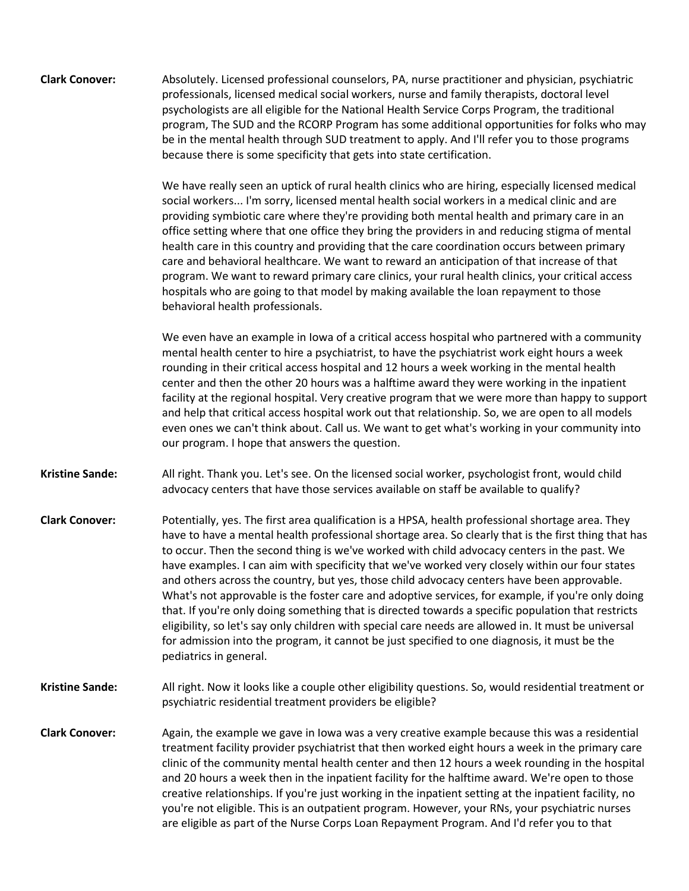**Clark Conover:** Absolutely. Licensed professional counselors, PA, nurse practitioner and physician, psychiatric professionals, licensed medical social workers, nurse and family therapists, doctoral level psychologists are all eligible for the National Health Service Corps Program, the traditional program, The SUD and the RCORP Program has some additional opportunities for folks who may be in the mental health through SUD treatment to apply. And I'll refer you to those programs because there is some specificity that gets into state certification.

We have really seen an uptick of rural health clinics who are hiring, especially licensed medical social workers... I'm sorry, licensed mental health social workers in a medical clinic and are providing symbiotic care where they're providing both mental health and primary care in an office setting where that one office they bring the providers in and reducing stigma of mental health care in this country and providing that the care coordination occurs between primary care and behavioral healthcare. We want to reward an anticipation of that increase of that program. We want to reward primary care clinics, your rural health clinics, your critical access hospitals who are going to that model by making available the loan repayment to those behavioral health professionals.

We even have an example in Iowa of a critical access hospital who partnered with a community mental health center to hire a psychiatrist, to have the psychiatrist work eight hours a week rounding in their critical access hospital and 12 hours a week working in the mental health center and then the other 20 hours was a halftime award they were working in the inpatient facility at the regional hospital. Very creative program that we were more than happy to support and help that critical access hospital work out that relationship. So, we are open to all models even ones we can't think about. Call us. We want to get what's working in your community into our program. I hope that answers the question.

**Kristine Sande:** All right. Thank you. Let's see. On the licensed social worker, psychologist front, would child advocacy centers that have those services available on staff be available to qualify?

**Clark Conover:** Potentially, yes. The first area qualification is a HPSA, health professional shortage area. They have to have a mental health professional shortage area. So clearly that is the first thing that has to occur. Then the second thing is we've worked with child advocacy centers in the past. We have examples. I can aim with specificity that we've worked very closely within our four states and others across the country, but yes, those child advocacy centers have been approvable. What's not approvable is the foster care and adoptive services, for example, if you're only doing that. If you're only doing something that is directed towards a specific population that restricts eligibility, so let's say only children with special care needs are allowed in. It must be universal for admission into the program, it cannot be just specified to one diagnosis, it must be the pediatrics in general.

**Kristine Sande:** All right. Now it looks like a couple other eligibility questions. So, would residential treatment or psychiatric residential treatment providers be eligible?

**Clark Conover:** Again, the example we gave in Iowa was a very creative example because this was a residential treatment facility provider psychiatrist that then worked eight hours a week in the primary care clinic of the community mental health center and then 12 hours a week rounding in the hospital and 20 hours a week then in the inpatient facility for the halftime award. We're open to those creative relationships. If you're just working in the inpatient setting at the inpatient facility, no you're not eligible. This is an outpatient program. However, your RNs, your psychiatric nurses are eligible as part of the Nurse Corps Loan Repayment Program. And I'd refer you to that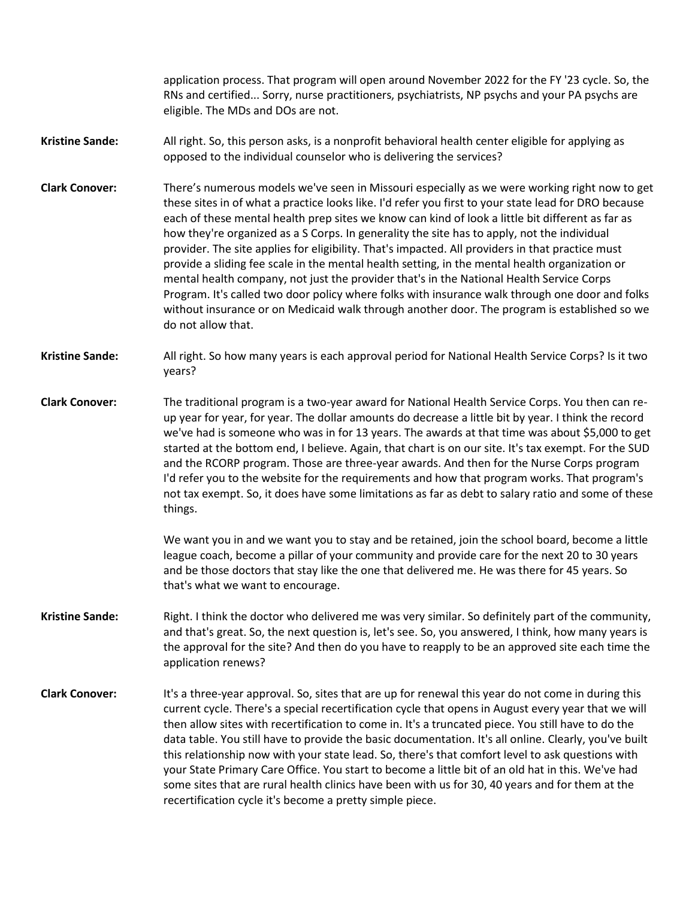application process. That program will open around November 2022 for the FY '23 cycle. So, the RNs and certified... Sorry, nurse practitioners, psychiatrists, NP psychs and your PA psychs are eligible. The MDs and DOs are not.

**Kristine Sande:** All right. So, this person asks, is a nonprofit behavioral health center eligible for applying as opposed to the individual counselor who is delivering the services?

**Clark Conover:** There's numerous models we've seen in Missouri especially as we were working right now to get these sites in of what a practice looks like. I'd refer you first to your state lead for DRO because each of these mental health prep sites we know can kind of look a little bit different as far as how they're organized as a S Corps. In generality the site has to apply, not the individual provider. The site applies for eligibility. That's impacted. All providers in that practice must provide a sliding fee scale in the mental health setting, in the mental health organization or mental health company, not just the provider that's in the National Health Service Corps Program. It's called two door policy where folks with insurance walk through one door and folks without insurance or on Medicaid walk through another door. The program is established so we do not allow that.

**Kristine Sande:** All right. So how many years is each approval period for National Health Service Corps? Is it two years?

**Clark Conover:** The traditional program is a two-year award for National Health Service Corps. You then can re-up year for year, for year. The dollar amounts do decrease a little bit by year. I think the record we've had is someone who was in for 13 years. The awards at that time was about $5,000 to get started at the bottom end, I believe. Again, that chart is on our site. It's tax exempt. For the SUD and the RCORP program. Those are three-year awards. And then for the Nurse Corps program I'd refer you to the website for the requirements and how that program works. That program's not tax exempt. So, it does have some limitations as far as debt to salary ratio and some of these things.

We want you in and we want you to stay and be retained, join the school board, become a little league coach, become a pillar of your community and provide care for the next 20 to 30 years and be those doctors that stay like the one that delivered me. He was there for 45 years. So that's what we want to encourage.

**Kristine Sande:** Right. I think the doctor who delivered me was very similar. So definitely part of the community, and that's great. So, the next question is, let's see. So, you answered, I think, how many years is the approval for the site? And then do you have to reapply to be an approved site each time the application renews?

**Clark Conover:** It's a three-year approval. So, sites that are up for renewal this year do not come in during this current cycle. There's a special recertification cycle that opens in August every year that we will then allow sites with recertification to come in. It's a truncated piece. You still have to do the data table. You still have to provide the basic documentation. It's all online. Clearly, you've built this relationship now with your state lead. So, there's that comfort level to ask questions with your State Primary Care Office. You start to become a little bit of an old hat in this. We've had some sites that are rural health clinics have been with us for 30, 40 years and for them at the recertification cycle it's become a pretty simple piece.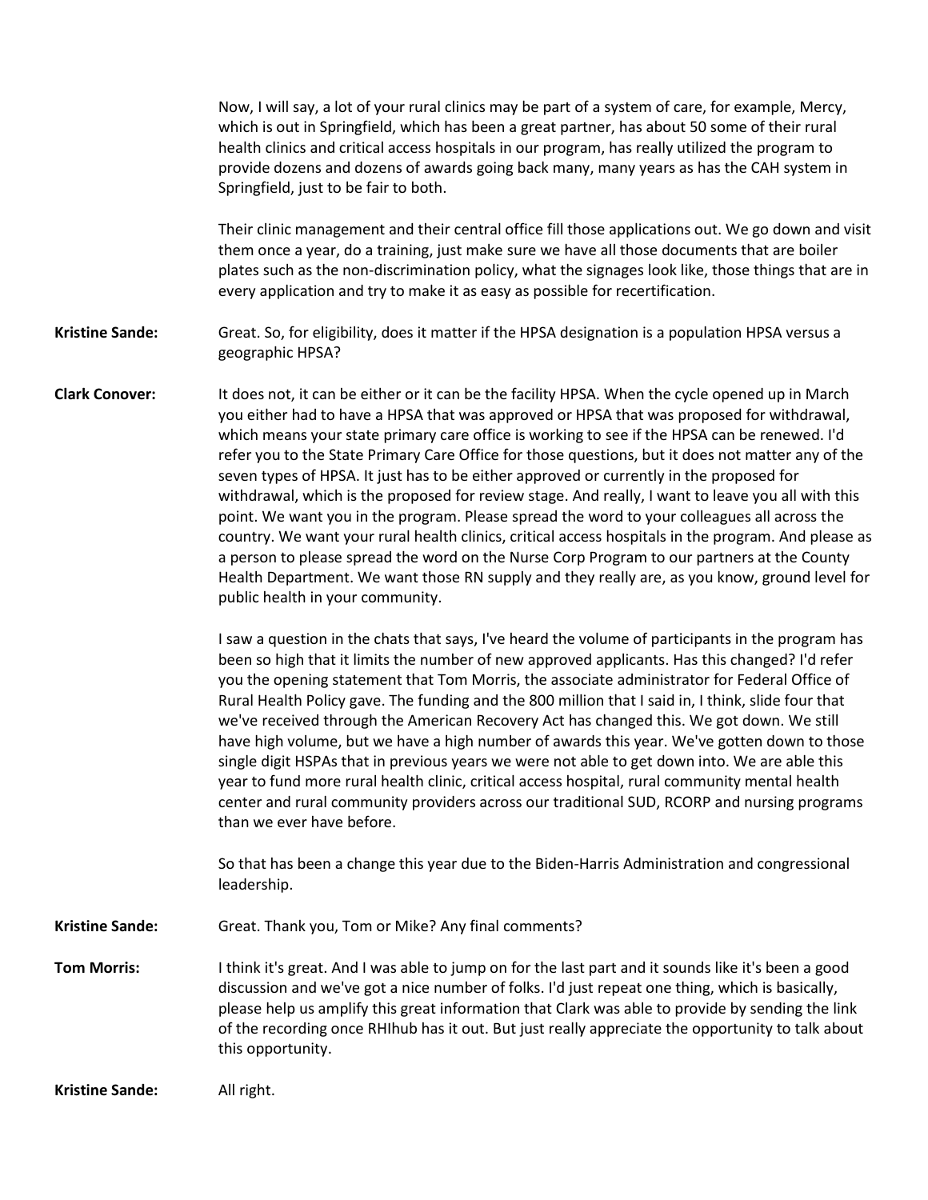Now, I will say, a lot of your rural clinics may be part of a system of care, for example, Mercy, which is out in Springfield, which has been a great partner, has about 50 some of their rural health clinics and critical access hospitals in our program, has really utilized the program to provide dozens and dozens of awards going back many, many years as has the CAH system in Springfield, just to be fair to both.

Their clinic management and their central office fill those applications out. We go down and visit them once a year, do a training, just make sure we have all those documents that are boiler plates such as the non-discrimination policy, what the signages look like, those things that are in every application and try to make it as easy as possible for recertification.

**Kristine Sande:** Great. So, for eligibility, does it matter if the HPSA designation is a population HPSA versus a geographic HPSA?

**Clark Conover:** It does not, it can be either or it can be the facility HPSA. When the cycle opened up in March you either had to have a HPSA that was approved or HPSA that was proposed for withdrawal, which means your state primary care office is working to see if the HPSA can be renewed. I'd refer you to the State Primary Care Office for those questions, but it does not matter any of the seven types of HPSA. It just has to be either approved or currently in the proposed for withdrawal, which is the proposed for review stage. And really, I want to leave you all with this point. We want you in the program. Please spread the word to your colleagues all across the country. We want your rural health clinics, critical access hospitals in the program. And please as a person to please spread the word on the Nurse Corp Program to our partners at the County Health Department. We want those RN supply and they really are, as you know, ground level for public health in your community.

I saw a question in the chats that says, I've heard the volume of participants in the program has been so high that it limits the number of new approved applicants. Has this changed? I'd refer you the opening statement that Tom Morris, the associate administrator for Federal Office of Rural Health Policy gave. The funding and the 800 million that I said in, I think, slide four that we've received through the American Recovery Act has changed this. We got down. We still have high volume, but we have a high number of awards this year. We've gotten down to those single digit HSPAs that in previous years we were not able to get down into. We are able this year to fund more rural health clinic, critical access hospital, rural community mental health center and rural community providers across our traditional SUD, RCORP and nursing programs than we ever have before.

So that has been a change this year due to the Biden-Harris Administration and congressional leadership.

**Kristine Sande:** Great. Thank you, Tom or Mike? Any final comments?

**Tom Morris:** I think it's great. And I was able to jump on for the last part and it sounds like it's been a good discussion and we've got a nice number of folks. I'd just repeat one thing, which is basically, please help us amplify this great information that Clark was able to provide by sending the link of the recording once RHIhub has it out. But just really appreciate the opportunity to talk about this opportunity.

**Kristine Sande:** All right.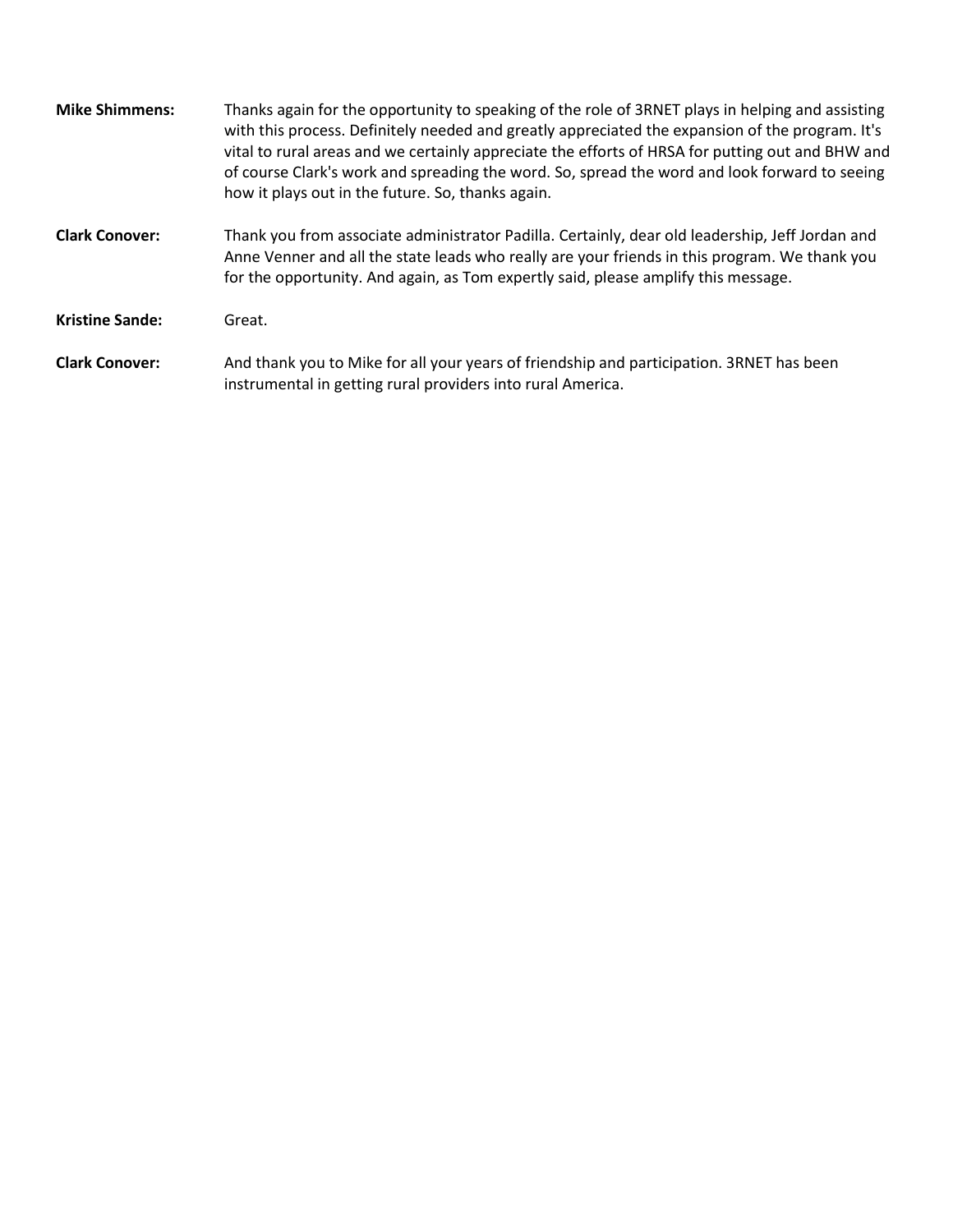**Mike Shimmens:** Thanks again for the opportunity to speaking of the role of 3RNET plays in helping and assisting with this process. Definitely needed and greatly appreciated the expansion of the program. It's vital to rural areas and we certainly appreciate the efforts of HRSA for putting out and BHW and of course Clark's work and spreading the word. So, spread the word and look forward to seeing how it plays out in the future. So, thanks again.

**Clark Conover:** Thank you from associate administrator Padilla. Certainly, dear old leadership, Jeff Jordan and Anne Venner and all the state leads who really are your friends in this program. We thank you for the opportunity. And again, as Tom expertly said, please amplify this message.

**Kristine Sande:** Great.

**Clark Conover:** And thank you to Mike for all your years of friendship and participation. 3RNET has been instrumental in getting rural providers into rural America.